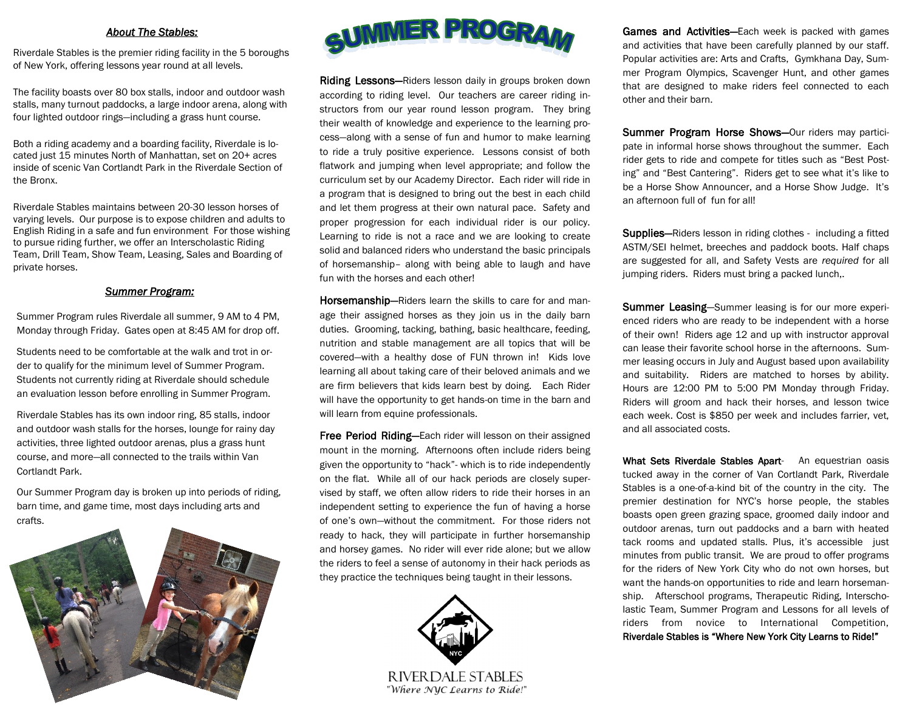### *About The Stables:*

Riverdale Stables is the premier riding facility in the 5 boroughs of New York, offering lessons year round at all levels.

The facility boasts over 80 box stalls, indoor and outdoor wash stalls, many turnout paddocks, a large indoor arena, along with four lighted outdoor rings—including a grass hunt course.

Both a riding academy and a boarding facility, Riverdale is located just 15 minutes North of Manhattan, set on 20+ acres inside of scenic Van Cortlandt Park in the Riverdale Section of the Bronx.

Riverdale Stables maintains between 20-30 lesson horses of varying levels. Our purpose is to expose children and adults to English Riding in a safe and fun environment For those wishing to pursue riding further, we offer an Interscholastic Riding Team, Drill Team, Show Team, Leasing, Sales and Boarding of private horses.

### *Summer Program:*

Summer Program rules Riverdale all summer, 9 AM to 4 PM, Monday through Friday. Gates open at 8:45 AM for drop off.

Students need to be comfortable at the walk and trot in order to qualify for the minimum level of Summer Program. Students not currently riding at Riverdale should schedule an evaluation lesson before enrolling in Summer Program.

Riverdale Stables has its own indoor ring, 85 stalls, indoor and outdoor wash stalls for the horses, lounge for rainy day activities, three lighted outdoor arenas, plus a grass hunt course, and more—all connected to the trails within Van Cortlandt Park.

Our Summer Program day is broken up into periods of riding, barn time, and game time, most days including arts and crafts.

# SUMMER PROGRAM

**Riding Lessons—**Riders lesson daily in groups broken down according to riding level. Our teachers are career riding instructors from our year round lesson program. They bring their wealth of knowledge and experience to the learning process—along with a sense of fun and humor to make learning to ride a truly positive experience. Lessons consist of both flatwork and jumping when level appropriate; and follow the curriculum set by our Academy Director. Each rider will ride in a program that is designed to bring out the best in each child and let them progress at their own natural pace. Safety and proper progression for each individual rider is our policy. Learning to ride is not a race and we are looking to create solid and balanced riders who understand the basic principals of horsemanship– along with being able to laugh and have fun with the horses and each other!

**Horsemanship—**Riders learn the skills to care for and manage their assigned horses as they join us in the daily barn duties. Grooming, tacking, bathing, basic healthcare, feeding, nutrition and stable management are all topics that will be covered—with a healthy dose of FUN thrown in! Kids love learning all about taking care of their beloved animals and we are firm believers that kids learn best by doing. Each Rider will have the opportunity to get hands-on time in the barn and will learn from equine professionals.

**Free Period Riding—**Each rider will lesson on their assigned mount in the morning. Afternoons often include riders being given the opportunity to "hack"- which is to ride independently on the flat. While all of our hack periods are closely supervised by staff, we often allow riders to ride their horses in an independent setting to experience the fun of having a horse of one's own—without the commitment. For those riders not ready to hack, they will participate in further horsemanship and horsey games. No rider will ever ride alone; but we allow the riders to feel a sense of autonomy in their hack periods as they practice the techniques being taught in their lessons.

RIVERDALE STABLES
*"Where NYC Learns to Ride!"*

**Games and Activities—**Each week is packed with games and activities that have been carefully planned by our staff. Popular activities are: Arts and Crafts, Gymkhana Day, Summer Program Olympics, Scavenger Hunt, and other games that are designed to make riders feel connected to each other and their barn.

**Summer Program Horse Shows—**Our riders may participate in informal horse shows throughout the summer. Each rider gets to ride and compete for titles such as "Best Posting" and "Best Cantering". Riders get to see what it's like to be a Horse Show Announcer, and a Horse Show Judge. It's an afternoon full of fun for all!

**Supplies—**Riders lesson in riding clothes - including a fitted ASTM/SEI helmet, breeches and paddock boots. Half chaps are suggested for all, and Safety Vests are *required* for all jumping riders. Riders must bring a packed lunch,.

**Summer Leasing—**Summer leasing is for our more experienced riders who are ready to be independent with a horse of their own! Riders age 12 and up with instructor approval can lease their favorite school horse in the afternoons. Summer leasing occurs in July and August based upon availability and suitability. Riders are matched to horses by ability. Hours are 12:00 PM to 5:00 PM Monday through Friday. Riders will groom and hack their horses, and lesson twice each week. Cost is $850 per week and includes farrier, vet, and all associated costs.

**What Sets Riverdale Stables Apart**- An equestrian oasis tucked away in the corner of Van Cortlandt Park, Riverdale Stables is a one-of-a-kind bit of the country in the city. The premier destination for NYC's horse people, the stables boasts open green grazing space, groomed daily indoor and outdoor arenas, turn out paddocks and a barn with heated tack rooms and updated stalls. Plus, it's accessible just minutes from public transit. We are proud to offer programs for the riders of New York City who do not own horses, but want the hands-on opportunities to ride and learn horsemanship. Afterschool programs, Therapeutic Riding, Interscholastic Team, Summer Program and Lessons for all levels of riders from novice to International Competition, **Riverdale Stables is "Where New York City Learns to Ride!"**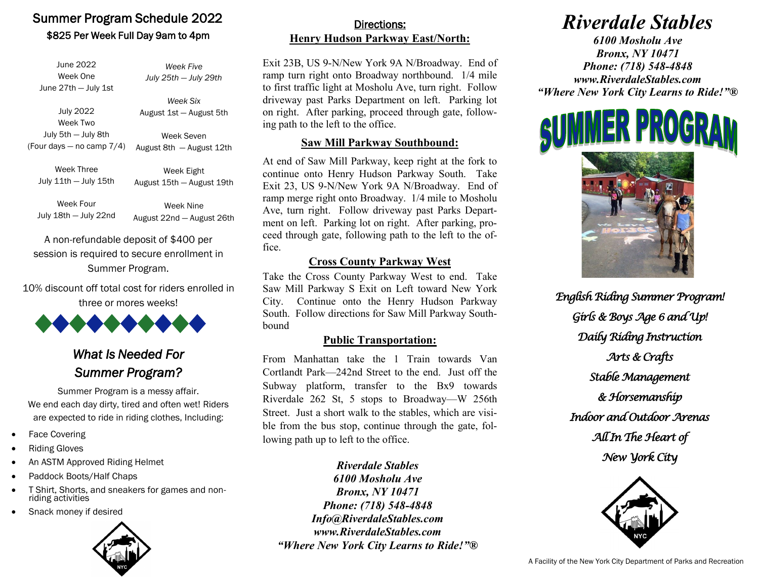## Summer Program Schedule 2022

### $825 Per Week Full Day 9am to 4pm

June 2022
Week One
June 27th — July 1st

July 2022
Week Two
July 5th — July 8th
(Four days — no camp 7/4)

Week Three
July 11th — July 15th

Week Four
July 18th — July 22nd

*Week Five*
*July 25th — July 29th*

*Week Six*
August 1st — August 5th

Week Seven
August 8th — August 12th

Week Eight
August 15th — August 19th

Week Nine
August 22nd — August 26th

A non-refundable deposit of $400 per session is required to secure enrollment in Summer Program.

10% discount off total cost for riders enrolled in three or mores weeks!

## *What Is Needed For Summer Program?*

Summer Program is a messy affair. We end each day dirty, tired and often wet! Riders are expected to ride in riding clothes, Including:

- Face Covering
- Riding Gloves
- An ASTM Approved Riding Helmet
- Paddock Boots/Half Chaps
- T Shirt, Shorts, and sneakers for games and non-riding activities
- Snack money if desired

## Directions:

### Henry Hudson Parkway East/North:

Exit 23B, US 9-N/New York 9A N/Broadway. End of ramp turn right onto Broadway northbound. 1/4 mile to first traffic light at Mosholu Ave, turn right. Follow driveway past Parks Department on left. Parking lot on right. After parking, proceed through gate, following path to the left to the office.

### Saw Mill Parkway Southbound:

At end of Saw Mill Parkway, keep right at the fork to continue onto Henry Hudson Parkway South. Take Exit 23, US 9-N/New York 9A N/Broadway. End of ramp merge right onto Broadway. 1/4 mile to Mosholu Ave, turn right. Follow driveway past Parks Department on left. Parking lot on right. After parking, proceed through gate, following path to the left to the office.

### Cross County Parkway West

Take the Cross County Parkway West to end. Take Saw Mill Parkway S Exit on Left toward New York City. Continue onto the Henry Hudson Parkway South. Follow directions for Saw Mill Parkway Southbound

### Public Transportation:

From Manhattan take the 1 Train towards Van Cortlandt Park—242nd Street to the end. Just off the Subway platform, transfer to the Bx9 towards Riverdale 262 St, 5 stops to Broadway—W 256th Street. Just a short walk to the stables, which are visible from the bus stop, continue through the gate, following path up to left to the office.

***Riverdale Stables***
***6100 Mosholu Ave***
***Bronx, NY 10471***
***Phone: (718) 548-4848***
***Info@RiverdaleStables.com***
***www.RiverdaleStables.com***
***"Where New York City Learns to Ride!"®***

# *Riverdale Stables*

***6100 Mosholu Ave***
***Bronx, NY 10471***
***Phone: (718) 548-4848***
***www.RiverdaleStables.com***
***"Where New York City Learns to Ride!"®***

# SUMMER PROGRAM

*English Riding Summer Program!*
*Girls & Boys Age 6 and Up!*
*Daily Riding Instruction*
*Arts & Crafts*
*Stable Management*
*& Horsemanship*
*Indoor and Outdoor Arenas*
*All In The Heart of*
*New York City*

A Facility of the New York City Department of Parks and Recreation